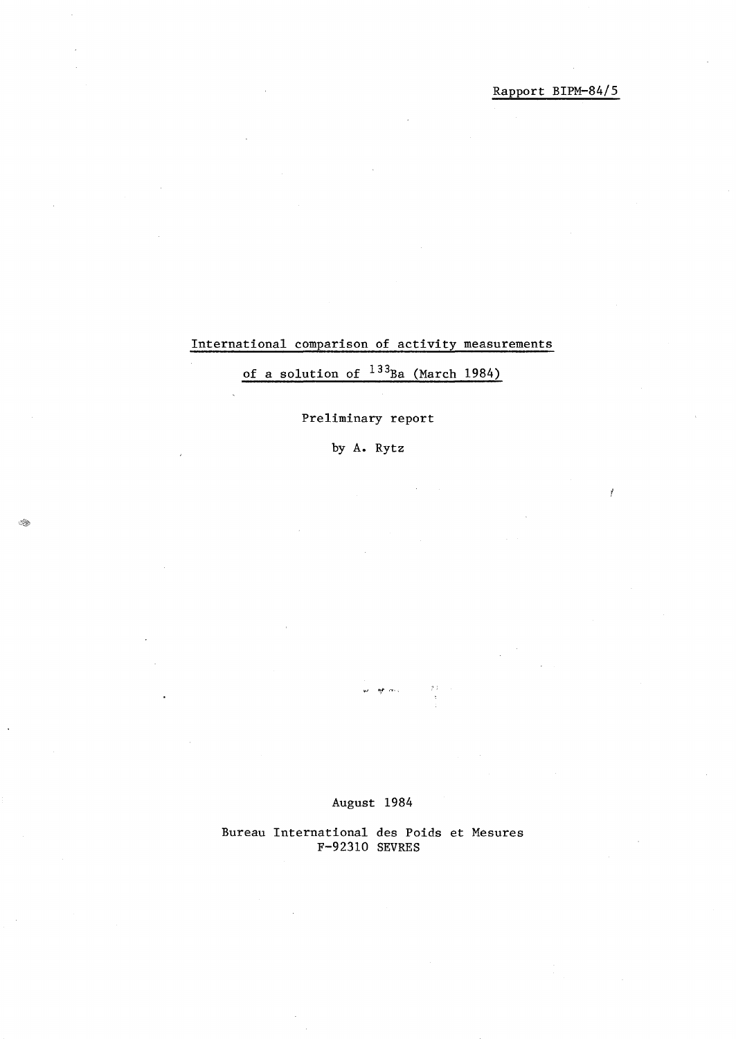Rapport BIPM-84/5

# International comparison of activity measurements of a solution of $^{133}Ba$ (March 1984)

Preliminary report

by A. Rytz

August 1984

Bureau International des Poids et Mesures
F-92310 SEVRES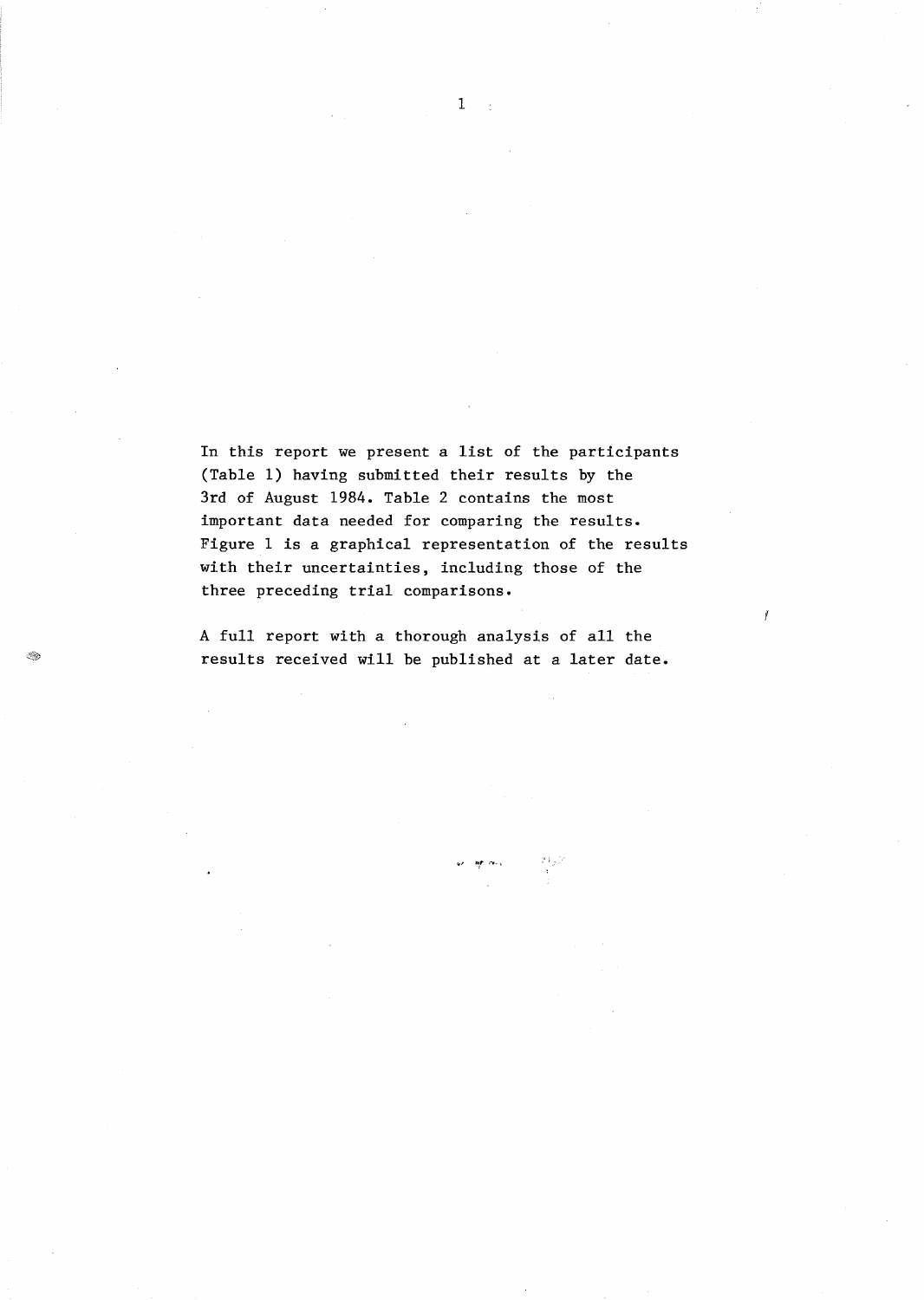In this report we present a list of the participants (Table 1) having submitted their results by the 3rd of August 1984. Table 2 contains the most important data needed for comparing the results. Figure 1 is a graphical representation of the results with their uncertainties, including those of the three preceding trial comparisons.

A full report with a thorough analysis of all the results received will be published at a later date.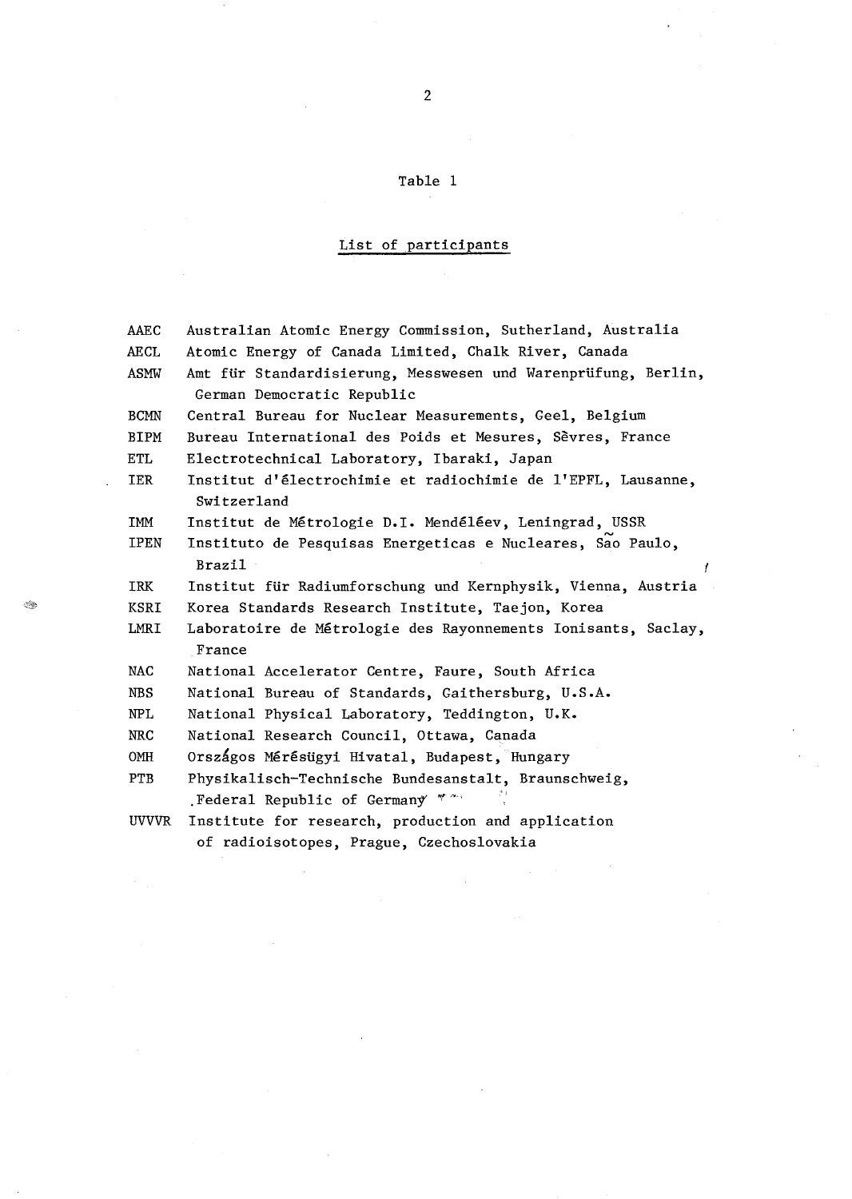Table 1

List of participants

| | |
|---|---|
| AAEC | Australian Atomic Energy Commission, Sutherland, Australia |
| AECL | Atomic Energy of Canada Limited, Chalk River, Canada |
| ASMW | Amt für Standardisierung, Messwesen und Warenprüfung, Berlin, German Democratic Republic |
| BCMN | Central Bureau for Nuclear Measurements, Geel, Belgium |
| BIPM | Bureau International des Poids et Mesures, Sèvres, France |
| ETL | Electrotechnical Laboratory, Ibaraki, Japan |
| IER | Institut d'électrochimie et radiochimie de l'EPFL, Lausanne, Switzerland |
| IMM | Institut de Métrologie D.I. Mendéléev, Leningrad, USSR |
| IPEN | Instituto de Pesquisas Energeticas e Nucleares, São Paulo, Brazil |
| IRK | Institut für Radiumforschung und Kernphysik, Vienna, Austria |
| KSRI | Korea Standards Research Institute, Taejon, Korea |
| LMRI | Laboratoire de Métrologie des Rayonnements Ionisants, Saclay, France |
| NAC | National Accelerator Centre, Faure, South Africa |
| NBS | National Bureau of Standards, Gaithersburg, U.S.A. |
| NPL | National Physical Laboratory, Teddington, U.K. |
| NRC | National Research Council, Ottawa, Canada |
| OMH | Országos Mérésügyi Hivatal, Budapest, Hungary |
| PTB | Physikalisch-Technische Bundesanstalt, Braunschweig, Federal Republic of Germany |
| UVVVR | Institute for research, production and application of radioisotopes, Prague, Czechoslovakia |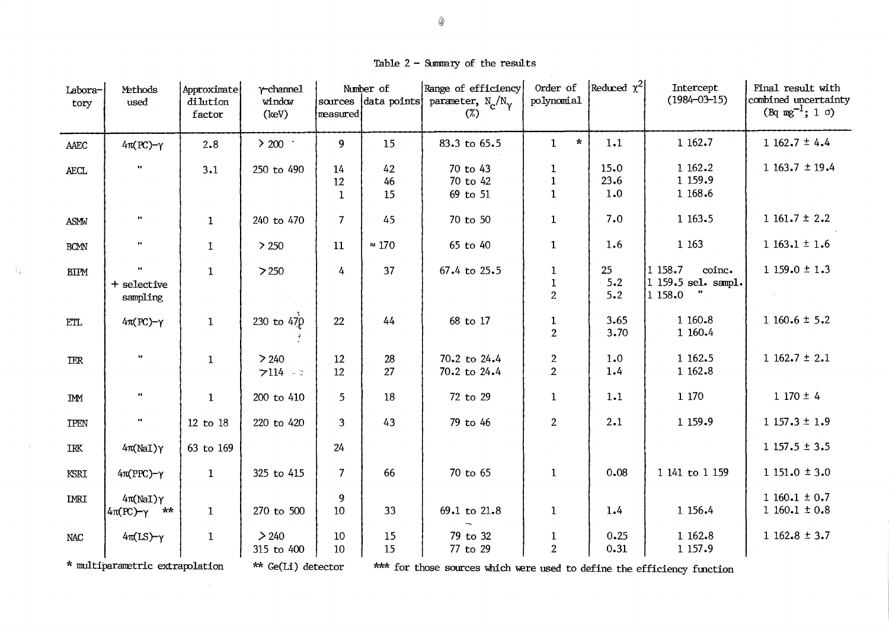Table 2 – Summary of the results

| Laboratory | Methods used | Approximate dilution factor | γ-channel window (keV) | Number of sources measured | Number of data points | Range of efficiency parameter, $N_c/N_\gamma$ (%) | Order of polynomial | Reduced $\chi^2$ | Intercept (1984-03-15) | Final result with combined uncertainty (Bq mg$^{-1}$; 1 σ) |
|---|---|---|---|---|---|---|---|---|---|---|
| AAEC | 4π(PC)-γ | 2.8 | > 200 | 9 | 15 | 83.3 to 65.5 | 1 * | 1.1 | 1 162.7 | 1 162.7 ± 4.4 |
| AECL | " | 3.1 | 250 to 490 | 14<br>12<br>1 | 42<br>46<br>15 | 70 to 43<br>70 to 42<br>69 to 51 | 1<br>1<br>1 | 15.0<br>23.6<br>1.0 | 1 162.2<br>1 159.9<br>1 168.6 | 1 163.7 ± 19.4 |
| ASMW | " | 1 | 240 to 470 | 7 | 45 | 70 to 50 | 1 | 7.0 | 1 163.5 | 1 161.7 ± 2.2 |
| BCMN | " | 1 | > 250 | 11 | ≈ 170 | 65 to 40 | 1 | 1.6 | 1 163 | 1 163.1 ± 1.6 |
| BIPM | "<br>+ selective sampling | 1 | > 250 | 4 | 37 | 67.4 to 25.5 | 1<br>1<br>2 | 25<br>5.2<br>5.2 | 1 158.7 coinc.<br>1 159.5 sel. sampl.<br>1 158.0 " | 1 159.0 ± 1.3 |
| ETL | 4π(PC)-γ | 1 | 230 to 470 | 22 | 44 | 68 to 17 | 1<br>2 | 3.65<br>3.70 | 1 160.8<br>1 160.4 | 1 160.6 ± 5.2 |
| IER | " | 1 | > 240<br>> 114 | 12<br>12 | 28<br>27 | 70.2 to 24.4<br>70.2 to 24.4 | 2<br>2 | 1.0<br>1.4 | 1 162.5<br>1 162.8 | 1 162.7 ± 2.1 |
| IMM | " | 1 | 200 to 410 | 5 | 18 | 72 to 29 | 1 | 1.1 | 1 170 | 1 170 ± 4 |
| IPEN | " | 12 to 18 | 220 to 420 | 3 | 43 | 79 to 46 | 2 | 2.1 | 1 159.9 | 1 157.3 ± 1.9 |
| IRK | 4π(NaI)γ | 63 to 169 | | 24 | | | | | | 1 157.5 ± 3.5 |
| KSRI | 4π(PPC)-γ | 1 | 325 to 415 | 7 | 66 | 70 to 65 | 1 | 0.08 | 1 141 to 1 159 | 1 151.0 ± 3.0 |
| LMRI | 4π(NaI)γ<br>4π(PC)-γ ** | <br>1 | <br>270 to 500 | 9<br>10 | <br>33 | <br>69.1 to 21.8 | <br>1 | <br>1.4 | <br>1 156.4 | 1 160.1 ± 0.7<br>1 160.1 ± 0.8 |
| NAC | 4π(LS)-γ | 1 | > 240<br>315 to 400 | 10<br>10 | 15<br>15 | 79 to 32<br>77 to 29 | 1<br>2 | 0.25<br>0.31 | 1 162.8<br>1 157.9 | 1 162.8 ± 3.7 |

\* multiparametric extrapolation &nbsp;&nbsp;&nbsp; ** Ge(Li) detector &nbsp;&nbsp;&nbsp; *** for those sources which were used to define the efficiency function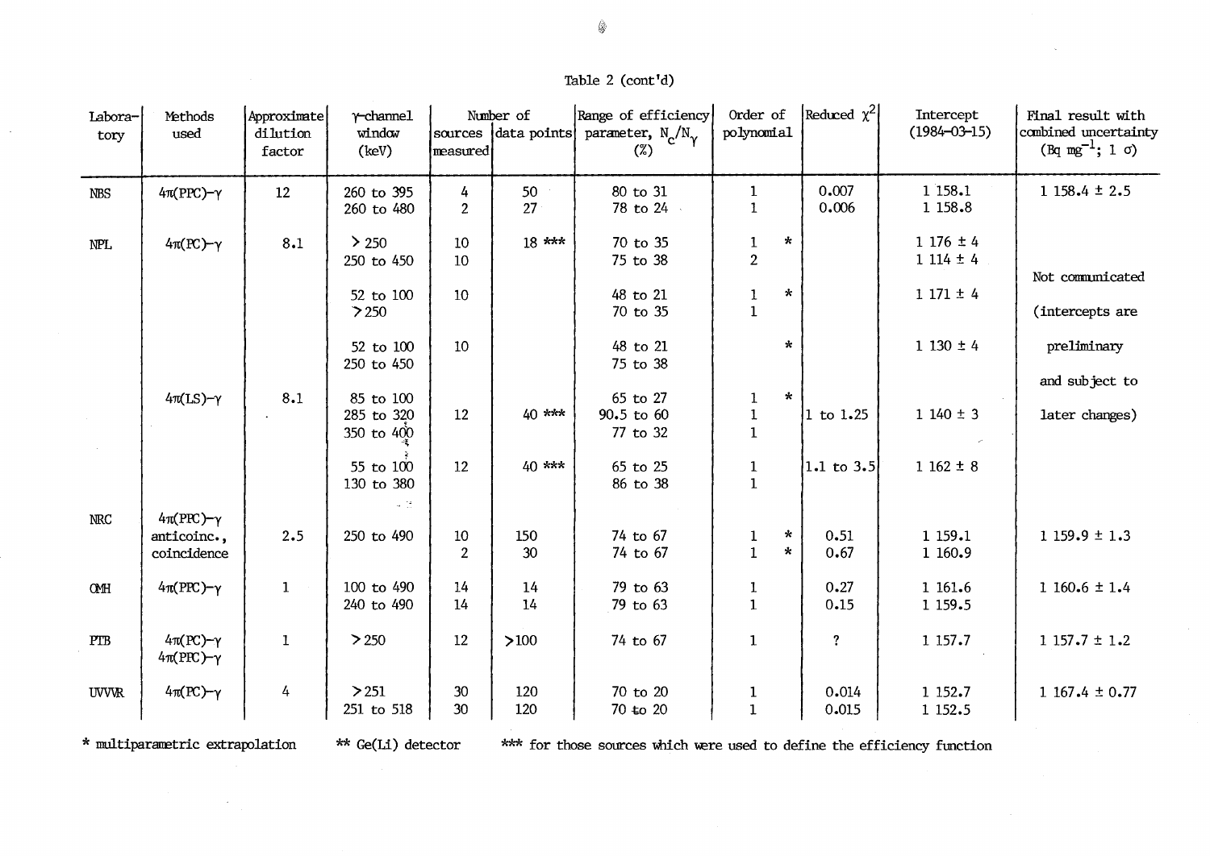Table 2 (cont'd)

| Laboratory | Methods used | Approximate dilution factor | γ-channel window (keV) | Number of sources measured | Number of data points | Range of efficiency parameter, $N_c/N_\gamma$ (%) | Order of polynomial | Reduced $\chi^2$ | Intercept (1984-03-15) | Final result with combined uncertainty (Bq mg$^{-1}$; 1 σ) |
|---|---|---|---|---|---|---|---|---|---|---|
| NBS | 4π(PPC)-γ | 12 | 260 to 395 | 4 | 50 | 80 to 31 | 1 | 0.007 | 1 158.1 | 1 158.4 ± 2.5 |
| | | | 260 to 480 | 2 | 27 | 78 to 24 | 1 | 0.006 | 1 158.8 | |
| NPL | 4π(PC)-γ | 8.1 | > 250 | 10 | 18 *** | 70 to 35 | 1 * | | 1 176 ± 4 | Not communicated (intercepts are preliminary and subject to later changes) |
| | | | 250 to 450 | 10 | | 75 to 38 | 2 | | 1 114 ± 4 | |
| | | | 52 to 100 | 10 | | 48 to 21 | 1 * | | 1 171 ± 4 | |
| | | | > 250 | | | 70 to 35 | 1 | | | |
| | | | 52 to 100 | 10 | | 48 to 21 | * | | 1 130 ± 4 | |
| | | | 250 to 450 | | | 75 to 38 | | | | |
| | 4π(LS)-γ | 8.1 | 85 to 100 | | | 65 to 27 | 1 * | | | |
| | | | 285 to 320 | 12 | 40 *** | 90.5 to 60 | 1 | 1 to 1.25 | 1 140 ± 3 | |
| | | | 350 to 400 | | | 77 to 32 | 1 | | | |
| | | | 55 to 100 | 12 | 40 *** | 65 to 25 | 1 | 1.1 to 3.5 | 1 162 ± 8 | |
| | | | 130 to 380 | | | 86 to 38 | 1 | | | |
| NRC | 4π(PPC)-γ anticoinc., coincidence | 2.5 | 250 to 490 | 10 | 150 | 74 to 67 | 1 * | 0.51 | 1 159.1 | 1 159.9 ± 1.3 |
| | | | | 2 | 30 | 74 to 67 | 1 * | 0.67 | 1 160.9 | |
| OMH | 4π(PPC)-γ | 1 | 100 to 490 | 14 | 14 | 79 to 63 | 1 | 0.27 | 1 161.6 | 1 160.6 ± 1.4 |
| | | | 240 to 490 | 14 | 14 | 79 to 63 | 1 | 0.15 | 1 159.5 | |
| PTB | 4π(PC)-γ 4π(PPC)-γ | 1 | > 250 | 12 | >100 | 74 to 67 | 1 | ? | 1 157.7 | 1 157.7 ± 1.2 |
| UVVVR | 4π(PC)-γ | 4 | > 251 | 30 | 120 | 70 to 20 | 1 | 0.014 | 1 152.7 | 1 167.4 ± 0.77 |
| | | | 251 to 518 | 30 | 120 | 70 to 20 | 1 | 0.015 | 1 152.5 | |

\* multiparametric extrapolation  ** Ge(Li) detector  *** for those sources which were used to define the efficiency function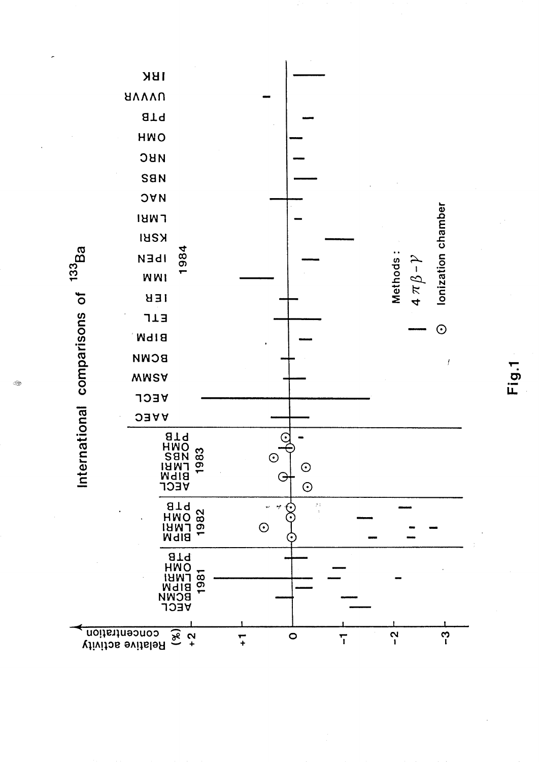International comparisons of $^{133}$Ba

Relative activity concentration (%)

+2

+1

0

-1

-2

-3

1981: AECL, BCMN, BIPM, LMRI, OMH, PTB

1982: BIPM, LMRI, OMH, PTB

1983: AECL, BIPM, LMRI, NBS, OMH, PTB

1984: AAEC, AECL, ASMW, BCMN, BIPM, ETL, IER, IMM, IPEN, KSRI, LMRI, NAC, NBS, NRC, OMH, PTB, UVVVR, IRK

Methods :

$4\pi\beta-\gamma$

Ionization chamber

Fig.1